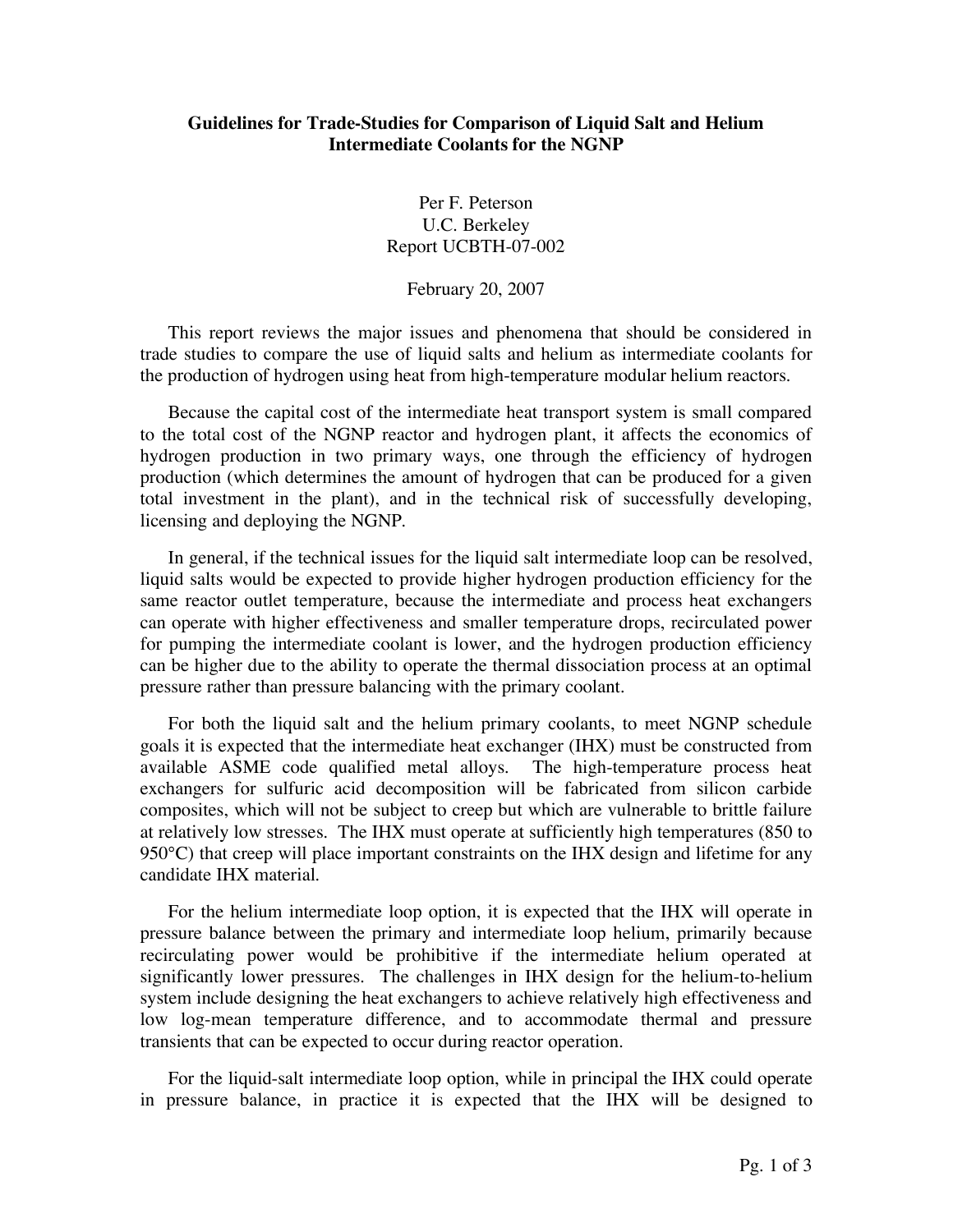**Guidelines for Trade-Studies for Comparison of Liquid Salt and Helium Intermediate Coolants for the NGNP**

Per F. Peterson
U.C. Berkeley
Report UCBTH-07-002

February 20, 2007

This report reviews the major issues and phenomena that should be considered in trade studies to compare the use of liquid salts and helium as intermediate coolants for the production of hydrogen using heat from high-temperature modular helium reactors.

Because the capital cost of the intermediate heat transport system is small compared to the total cost of the NGNP reactor and hydrogen plant, it affects the economics of hydrogen production in two primary ways, one through the efficiency of hydrogen production (which determines the amount of hydrogen that can be produced for a given total investment in the plant), and in the technical risk of successfully developing, licensing and deploying the NGNP.

In general, if the technical issues for the liquid salt intermediate loop can be resolved, liquid salts would be expected to provide higher hydrogen production efficiency for the same reactor outlet temperature, because the intermediate and process heat exchangers can operate with higher effectiveness and smaller temperature drops, recirculated power for pumping the intermediate coolant is lower, and the hydrogen production efficiency can be higher due to the ability to operate the thermal dissociation process at an optimal pressure rather than pressure balancing with the primary coolant.

For both the liquid salt and the helium primary coolants, to meet NGNP schedule goals it is expected that the intermediate heat exchanger (IHX) must be constructed from available ASME code qualified metal alloys. The high-temperature process heat exchangers for sulfuric acid decomposition will be fabricated from silicon carbide composites, which will not be subject to creep but which are vulnerable to brittle failure at relatively low stresses. The IHX must operate at sufficiently high temperatures (850 to 950°C) that creep will place important constraints on the IHX design and lifetime for any candidate IHX material.

For the helium intermediate loop option, it is expected that the IHX will operate in pressure balance between the primary and intermediate loop helium, primarily because recirculating power would be prohibitive if the intermediate helium operated at significantly lower pressures. The challenges in IHX design for the helium-to-helium system include designing the heat exchangers to achieve relatively high effectiveness and low log-mean temperature difference, and to accommodate thermal and pressure transients that can be expected to occur during reactor operation.

For the liquid-salt intermediate loop option, while in principal the IHX could operate in pressure balance, in practice it is expected that the IHX will be designed to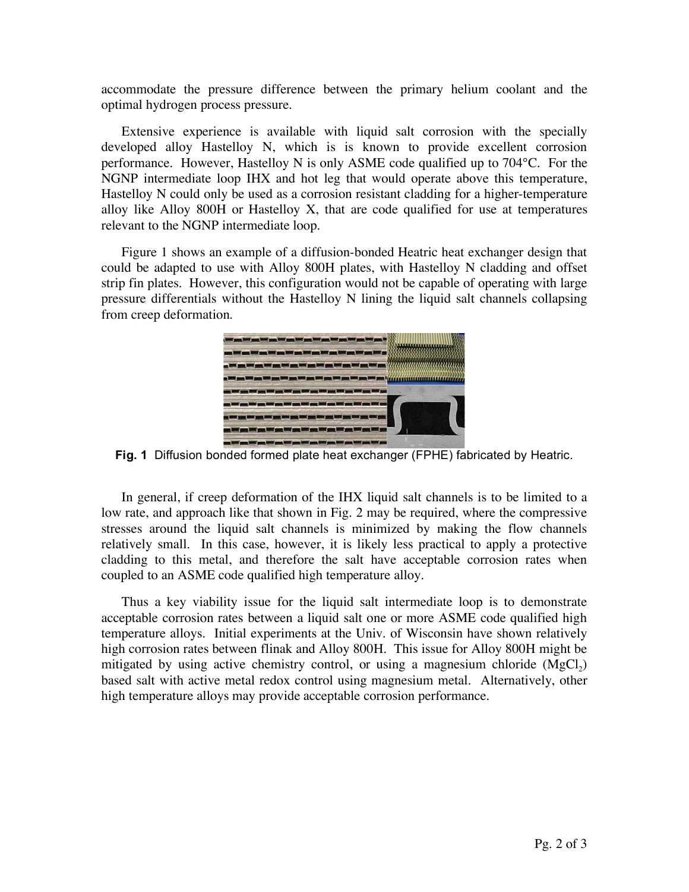accommodate the pressure difference between the primary helium coolant and the optimal hydrogen process pressure.

Extensive experience is available with liquid salt corrosion with the specially developed alloy Hastelloy N, which is is known to provide excellent corrosion performance. However, Hastelloy N is only ASME code qualified up to 704°C. For the NGNP intermediate loop IHX and hot leg that would operate above this temperature, Hastelloy N could only be used as a corrosion resistant cladding for a higher-temperature alloy like Alloy 800H or Hastelloy X, that are code qualified for use at temperatures relevant to the NGNP intermediate loop.

Figure 1 shows an example of a diffusion-bonded Heatric heat exchanger design that could be adapted to use with Alloy 800H plates, with Hastelloy N cladding and offset strip fin plates. However, this configuration would not be capable of operating with large pressure differentials without the Hastelloy N lining the liquid salt channels collapsing from creep deformation.

**Fig. 1** Diffusion bonded formed plate heat exchanger (FPHE) fabricated by Heatric.

In general, if creep deformation of the IHX liquid salt channels is to be limited to a low rate, and approach like that shown in Fig. 2 may be required, where the compressive stresses around the liquid salt channels is minimized by making the flow channels relatively small. In this case, however, it is likely less practical to apply a protective cladding to this metal, and therefore the salt have acceptable corrosion rates when coupled to an ASME code qualified high temperature alloy.

Thus a key viability issue for the liquid salt intermediate loop is to demonstrate acceptable corrosion rates between a liquid salt one or more ASME code qualified high temperature alloys. Initial experiments at the Univ. of Wisconsin have shown relatively high corrosion rates between flinak and Alloy 800H. This issue for Alloy 800H might be mitigated by using active chemistry control, or using a magnesium chloride ($MgCl_2$) based salt with active metal redox control using magnesium metal. Alternatively, other high temperature alloys may provide acceptable corrosion performance.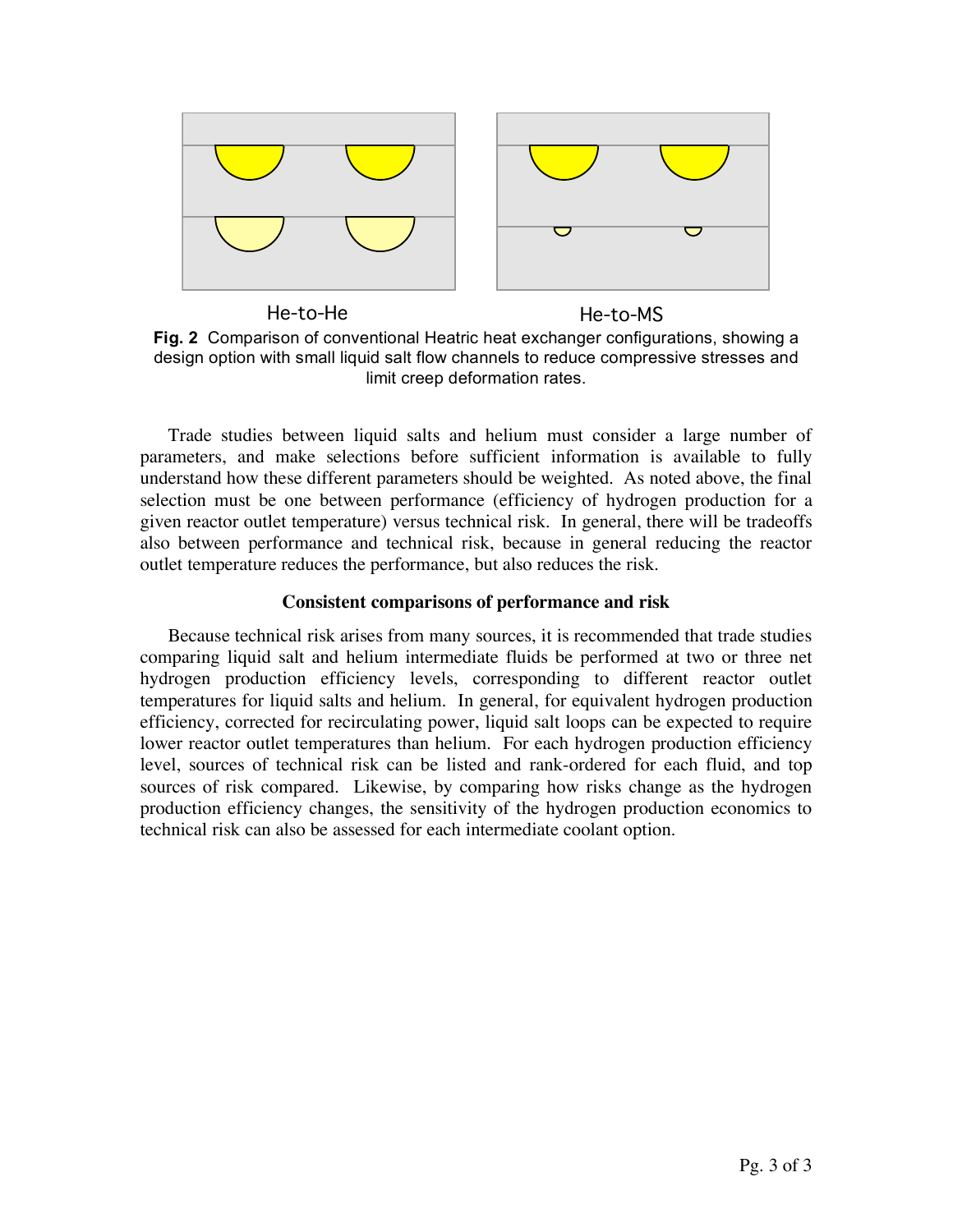He-to-He

He-to-MS

**Fig. 2** Comparison of conventional Heatric heat exchanger configurations, showing a design option with small liquid salt flow channels to reduce compressive stresses and limit creep deformation rates.

Trade studies between liquid salts and helium must consider a large number of parameters, and make selections before sufficient information is available to fully understand how these different parameters should be weighted. As noted above, the final selection must be one between performance (efficiency of hydrogen production for a given reactor outlet temperature) versus technical risk. In general, there will be tradeoffs also between performance and technical risk, because in general reducing the reactor outlet temperature reduces the performance, but also reduces the risk.

### Consistent comparisons of performance and risk

Because technical risk arises from many sources, it is recommended that trade studies comparing liquid salt and helium intermediate fluids be performed at two or three net hydrogen production efficiency levels, corresponding to different reactor outlet temperatures for liquid salts and helium. In general, for equivalent hydrogen production efficiency, corrected for recirculating power, liquid salt loops can be expected to require lower reactor outlet temperatures than helium. For each hydrogen production efficiency level, sources of technical risk can be listed and rank-ordered for each fluid, and top sources of risk compared. Likewise, by comparing how risks change as the hydrogen production efficiency changes, the sensitivity of the hydrogen production economics to technical risk can also be assessed for each intermediate coolant option.